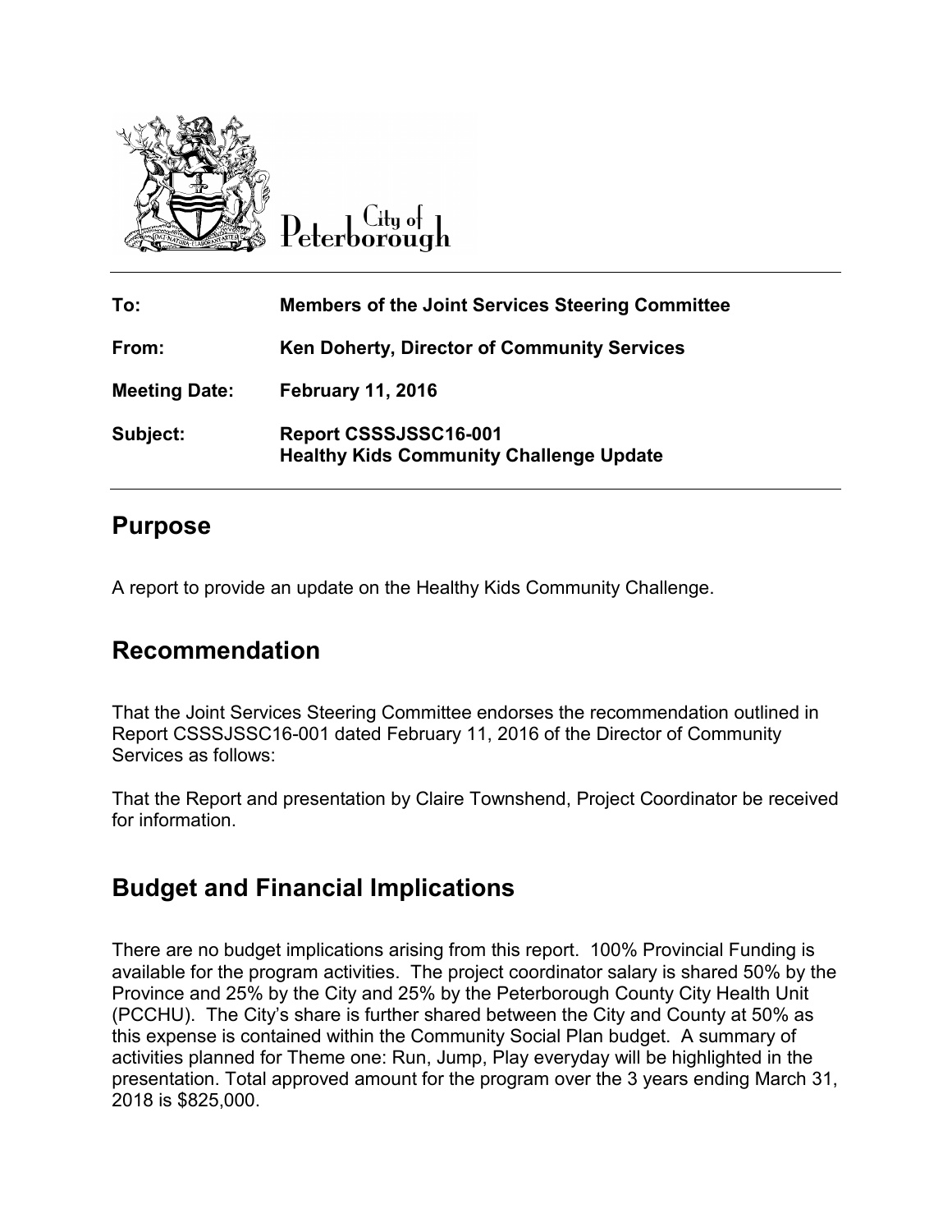City of Peterborough

| | |
|---|---|
| **To:** | **Members of the Joint Services Steering Committee** |
| **From:** | **Ken Doherty, Director of Community Services** |
| **Meeting Date:** | **February 11, 2016** |
| **Subject:** | **Report CSSSJSSC16-001**<br>**Healthy Kids Community Challenge Update** |

## Purpose

A report to provide an update on the Healthy Kids Community Challenge.

## Recommendation

That the Joint Services Steering Committee endorses the recommendation outlined in Report CSSSJSSC16-001 dated February 11, 2016 of the Director of Community Services as follows:

That the Report and presentation by Claire Townshend, Project Coordinator be received for information.

## Budget and Financial Implications

There are no budget implications arising from this report. 100% Provincial Funding is available for the program activities. The project coordinator salary is shared 50% by the Province and 25% by the City and 25% by the Peterborough County City Health Unit (PCCHU). The City's share is further shared between the City and County at 50% as this expense is contained within the Community Social Plan budget. A summary of activities planned for Theme one: Run, Jump, Play everyday will be highlighted in the presentation. Total approved amount for the program over the 3 years ending March 31, 2018 is $825,000.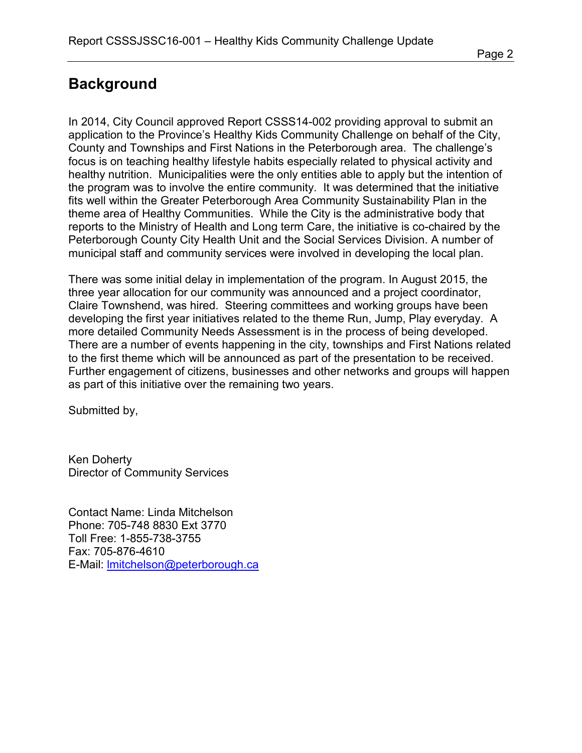## Background

In 2014, City Council approved Report CSSS14-002 providing approval to submit an application to the Province's Healthy Kids Community Challenge on behalf of the City, County and Townships and First Nations in the Peterborough area. The challenge's focus is on teaching healthy lifestyle habits especially related to physical activity and healthy nutrition. Municipalities were the only entities able to apply but the intention of the program was to involve the entire community. It was determined that the initiative fits well within the Greater Peterborough Area Community Sustainability Plan in the theme area of Healthy Communities. While the City is the administrative body that reports to the Ministry of Health and Long term Care, the initiative is co-chaired by the Peterborough County City Health Unit and the Social Services Division. A number of municipal staff and community services were involved in developing the local plan.

There was some initial delay in implementation of the program. In August 2015, the three year allocation for our community was announced and a project coordinator, Claire Townshend, was hired. Steering committees and working groups have been developing the first year initiatives related to the theme Run, Jump, Play everyday. A more detailed Community Needs Assessment is in the process of being developed. There are a number of events happening in the city, townships and First Nations related to the first theme which will be announced as part of the presentation to be received. Further engagement of citizens, businesses and other networks and groups will happen as part of this initiative over the remaining two years.

Submitted by,

Ken Doherty
Director of Community Services

Contact Name: Linda Mitchelson
Phone: 705-748 8830 Ext 3770
Toll Free: 1-855-738-3755
Fax: 705-876-4610
E-Mail: lmitchelson@peterborough.ca